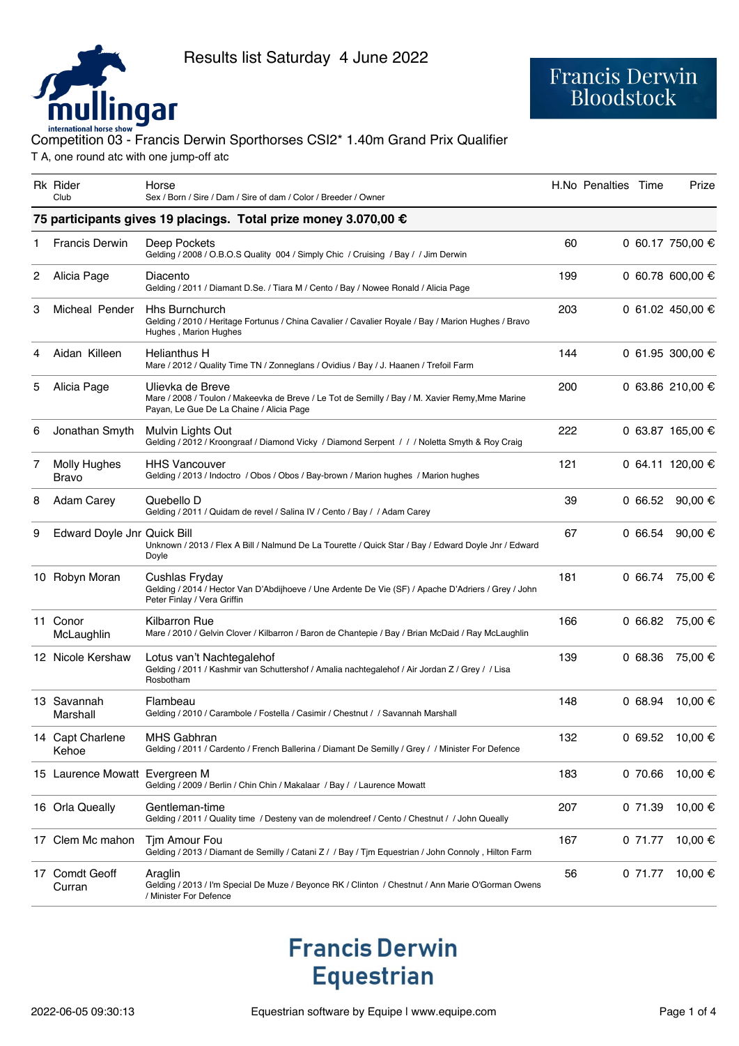Results list Saturday 4 June 2022

Francis Derwin Bloodstock

## Competition 03 - Francis Derwin Sporthorses CSI2* 1.40m Grand Prix Qualifier

T A, one round atc with one jump-off atc

| Rk | Rider<br>Club | Horse<br>Sex / Born / Sire / Dam / Sire of dam / Color / Breeder / Owner | H.No | Penalties | Time | Prize |
|---|---|---|---|---|---|---|
| **75 participants gives 19 placings. Total prize money 3.070,00 €** | | | | | | |
| 1 | Francis Derwin | Deep Pockets<br>Gelding / 2008 / O.B.O.S Quality 004 / Simply Chic / Cruising / Bay / / Jim Derwin | 60 | 0 | 60.17 | 750,00 € |
| 2 | Alicia Page | Diacento<br>Gelding / 2011 / Diamant D.Se. / Tiara M / Cento / Bay / Nowee Ronald / Alicia Page | 199 | 0 | 60.78 | 600,00 € |
| 3 | Micheal Pender | Hhs Burnchurch<br>Gelding / 2010 / Heritage Fortunus / China Cavalier / Cavalier Royale / Bay / Marion Hughes / Bravo Hughes , Marion Hughes | 203 | 0 | 61.02 | 450,00 € |
| 4 | Aidan Killeen | Helianthus H<br>Mare / 2012 / Quality Time TN / Zonneglans / Ovidius / Bay / J. Haanen / Trefoil Farm | 144 | 0 | 61.95 | 300,00 € |
| 5 | Alicia Page | Ulievka de Breve<br>Mare / 2008 / Toulon / Makeevka de Breve / Le Tot de Semilly / Bay / M. Xavier Remy,Mme Marine Payan, Le Gue De La Chaine / Alicia Page | 200 | 0 | 63.86 | 210,00 € |
| 6 | Jonathan Smyth | Mulvin Lights Out<br>Gelding / 2012 / Kroongraaf / Diamond Vicky / Diamond Serpent / / / Noletta Smyth & Roy Craig | 222 | 0 | 63.87 | 165,00 € |
| 7 | Molly Hughes<br>Bravo | HHS Vancouver<br>Gelding / 2013 / Indoctro / Obos / Obos / Bay-brown / Marion hughes / Marion hughes | 121 | 0 | 64.11 | 120,00 € |
| 8 | Adam Carey | Quebello D<br>Gelding / 2011 / Quidam de revel / Salina IV / Cento / Bay / / Adam Carey | 39 | 0 | 66.52 | 90,00 € |
| 9 | Edward Doyle Jnr | Quick Bill<br>Unknown / 2013 / Flex A Bill / Nalmund De La Tourette / Quick Star / Bay / Edward Doyle Jnr / Edward Doyle | 67 | 0 | 66.54 | 90,00 € |
| 10 | Robyn Moran | Cushlas Fryday<br>Gelding / 2014 / Hector Van D'Abdijhoeve / Une Ardente De Vie (SF) / Apache D'Adriers / Grey / John Peter Finlay / Vera Griffin | 181 | 0 | 66.74 | 75,00 € |
| 11 | Conor McLaughlin | Kilbarron Rue<br>Mare / 2010 / Gelvin Clover / Kilbarron / Baron de Chantepie / Bay / Brian McDaid / Ray McLaughlin | 166 | 0 | 66.82 | 75,00 € |
| 12 | Nicole Kershaw | Lotus van't Nachtegalehof<br>Gelding / 2011 / Kashmir van Schuttershof / Amalia nachtegalehof / Air Jordan Z / Grey / / Lisa Rosbotham | 139 | 0 | 68.36 | 75,00 € |
| 13 | Savannah Marshall | Flambeau<br>Gelding / 2010 / Carambole / Fostella / Casimir / Chestnut / / Savannah Marshall | 148 | 0 | 68.94 | 10,00 € |
| 14 | Capt Charlene Kehoe | MHS Gabhran<br>Gelding / 2011 / Cardento / French Ballerina / Diamant De Semilly / Grey / / Minister For Defence | 132 | 0 | 69.52 | 10,00 € |
| 15 | Laurence Mowatt | Evergreen M<br>Gelding / 2009 / Berlin / Chin Chin / Makalaar / Bay / / Laurence Mowatt | 183 | 0 | 70.66 | 10,00 € |
| 16 | Orla Queally | Gentleman-time<br>Gelding / 2011 / Quality time / Desteny van de molendreef / Cento / Chestnut / / John Queally | 207 | 0 | 71.39 | 10,00 € |
| 17 | Clem Mc mahon | Tjm Amour Fou<br>Gelding / 2013 / Diamant de Semilly / Catani Z / / Bay / Tjm Equestrian / John Connoly , Hilton Farm | 167 | 0 | 71.77 | 10,00 € |
| 17 | Comdt Geoff Curran | Araglin<br>Gelding / 2013 / I'm Special De Muze / Beyonce RK / Clinton / Chestnut / Ann Marie O'Gorman Owens / Minister For Defence | 56 | 0 | 71.77 | 10,00 € |

Francis Derwin Equestrian

2022-06-05 09:30:13 Equestrian software by Equipe | www.equipe.com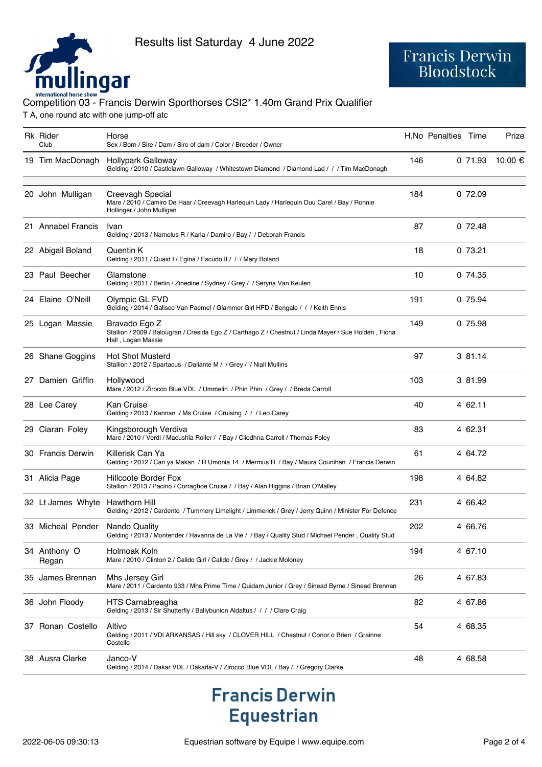Results list Saturday 4 June 2022

Francis Derwin Bloodstock

## Competition 03 - Francis Derwin Sporthorses CSI2* 1.40m Grand Prix Qualifier

T A, one round atc with one jump-off atc

| Rk | Rider<br>Club | Horse<br>Sex / Born / Sire / Dam / Sire of dam / Color / Breeder / Owner | H.No | Penalties | Time | Prize |
|---|---|---|---|---|---|---|
| 19 | Tim MacDonagh | Hollypark Galloway<br>Gelding / 2010 / Castlelawn Galloway / Whitestown Diamond / Diamond Lad / / / Tim MacDonagh | 146 | 0 | 71.93 | 10,00 € |
| 20 | John Mulligan | Creevagh Special<br>Mare / 2010 / Camiro De Haar / Creevagh Harlequin Lady / Harlequin Duu Carel / Bay / Ronnie Hollinger / John Mulligan | 184 | 0 | 72.09 | |
| 21 | Annabel Francis | Ivan<br>Gelding / 2013 / Namelus R / Karla / Damiro / Bay / / Deborah Francis | 87 | 0 | 72.48 | |
| 22 | Abigail Boland | Quentin K<br>Gelding / 2011 / Quaid I / Egina / Escudo II / / / Mary Boland | 18 | 0 | 73.21 | |
| 23 | Paul Beecher | Glamstone<br>Gelding / 2011 / Berlin / Zinedine / Sydney / Grey / / Seryna Van Keulen | 10 | 0 | 74.35 | |
| 24 | Elaine O'Neill | Olympic GL FVD<br>Gelding / 2014 / Galisco Van Paemel / Glammer Girl HFD / Bengale / / / Keith Ennis | 191 | 0 | 75.94 | |
| 25 | Logan Massie | Bravado Ego Z<br>Stallion / 2009 / Balougran / Cresida Ego Z / Carthago Z / Chestnut / Linda Mayer / Sue Holden , Fiona Hall , Logan Massie | 149 | 0 | 75.98 | |
| 26 | Shane Goggins | Hot Shot Musterd<br>Stallion / 2012 / Spartacus / Daliante M / / Grey / / Niall Mullins | 97 | 3 | 81.14 | |
| 27 | Damien Griffin | Hollywood<br>Mare / 2012 / Zirocco Blue VDL / Ummelin / Phin Phin / Grey / / Breda Carroll | 103 | 3 | 81.99 | |
| 28 | Lee Carey | Kan Cruise<br>Gelding / 2013 / Kannan / Ms Cruise / Cruising / / / Leo Carey | 40 | 4 | 62.11 | |
| 29 | Ciaran Foley | Kingsborough Verdiva<br>Mare / 2010 / Verdi / Macushla Roller / / Bay / Cliodhna Carroll / Thomas Foley | 83 | 4 | 62.31 | |
| 30 | Francis Derwin | Killerisk Can Ya<br>Gelding / 2012 / Can ya Makan / R Umonia 14 / Mermus R / Bay / Maura Counihan / Francis Derwin | 61 | 4 | 64.72 | |
| 31 | Alicia Page | Hillcoote Border Fox<br>Stallion / 2013 / Pacino / Corraghoe Cruise / / Bay / Alan Higgins / Brian O'Malley | 198 | 4 | 64.82 | |
| 32 | Lt James Whyte | Hawthorn Hill<br>Gelding / 2012 / Cardento / Tummery Limelight / Limmerick / Grey / Jerry Quinn / Minister For Defence | 231 | 4 | 66.42 | |
| 33 | Micheal Pender | Nando Quality<br>Gelding / 2013 / Montender / Havanna de La Vie / / Bay / Quality Stud / Michael Pender , Quality Stud | 202 | 4 | 66.76 | |
| 34 | Anthony O Regan | Holmoak Koln<br>Mare / 2010 / Clinton 2 / Calido Girl / Calido / Grey / / Jackie Moloney | 194 | 4 | 67.10 | |
| 35 | James Brennan | Mhs Jersey Girl<br>Mare / 2011 / Cardento 933 / Mhs Prime Time / Quidam Junior / Grey / Sinead Byrne / Sinead Brennan | 26 | 4 | 67.83 | |
| 36 | John Floody | HTS Carnabreagha<br>Gelding / 2013 / Sir Shutterfly / Ballybunion Aldaltus / / / / Clare Craig | 82 | 4 | 67.86 | |
| 37 | Ronan Costello | Altivo<br>Gelding / 2011 / VDI ARKANSAS / Hill sky / CLOVER HILL / Chestnut / Conor o Brien / Grainne Costello | 54 | 4 | 68.35 | |
| 38 | Ausra Clarke | Janco-V<br>Gelding / 2014 / Dakar VDL / Dakarla-V / Zirocco Blue VDL / Bay / / Gregory Clarke | 48 | 4 | 68.58 | |

Francis Derwin Equestrian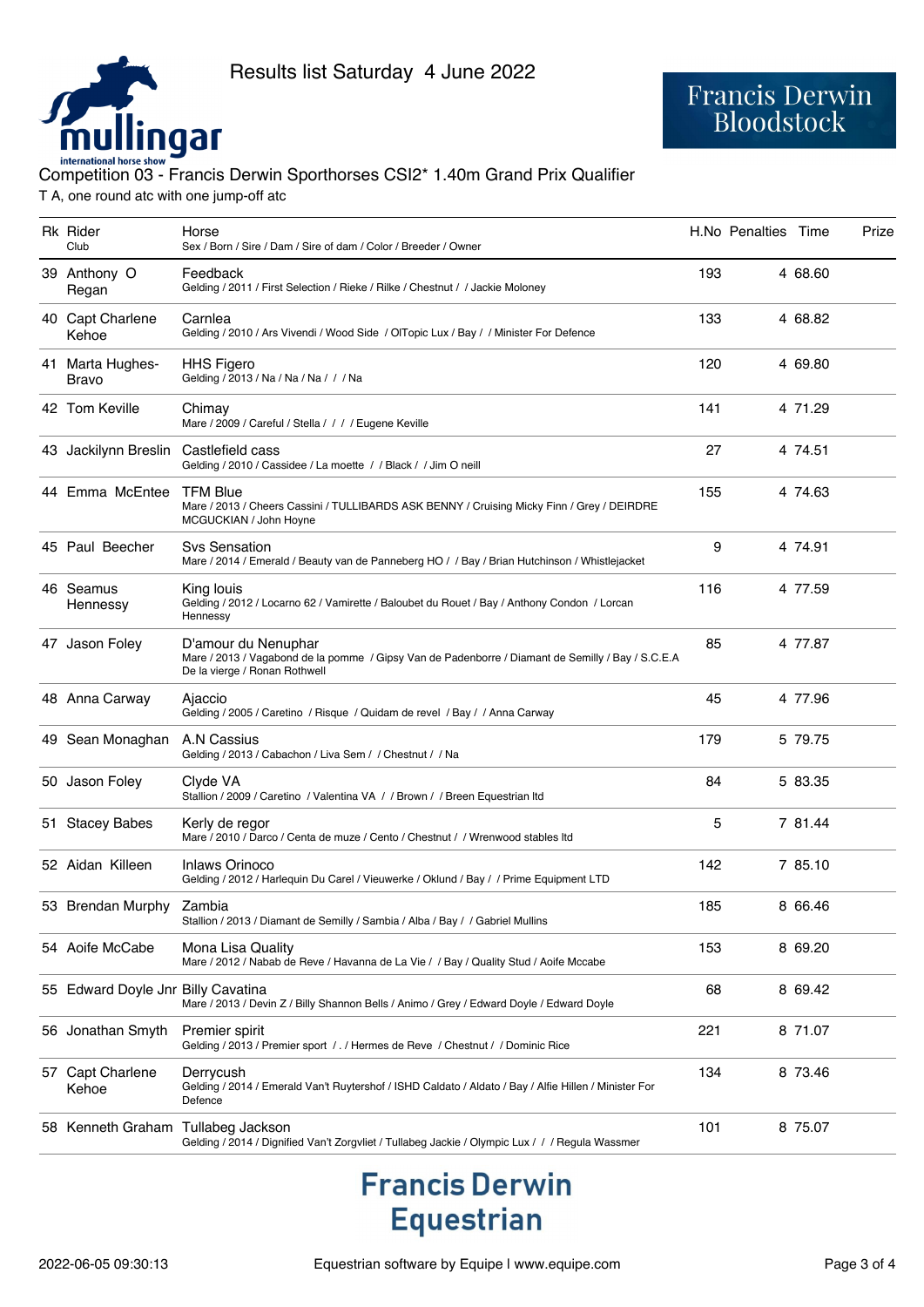Results list Saturday 4 June 2022

Francis Derwin Bloodstock

## Competition 03 - Francis Derwin Sporthorses CSI2* 1.40m Grand Prix Qualifier

T A, one round atc with one jump-off atc

| Rk | Rider<br>Club | Horse<br>Sex / Born / Sire / Dam / Sire of dam / Color / Breeder / Owner | H.No | Penalties | Time | Prize |
|---|---|---|---|---|---|---|
| 39 | Anthony O Regan | Feedback<br>Gelding / 2011 / First Selection / Rieke / Rilke / Chestnut / / Jackie Moloney | 193 | 4 | 68.60 | |
| 40 | Capt Charlene Kehoe | Carnlea<br>Gelding / 2010 / Ars Vivendi / Wood Side / OlTopic Lux / Bay / / Minister For Defence | 133 | 4 | 68.82 | |
| 41 | Marta Hughes-Bravo | HHS Figero<br>Gelding / 2013 / Na / Na / Na / / / Na | 120 | 4 | 69.80 | |
| 42 | Tom Keville | Chimay<br>Mare / 2009 / Careful / Stella / / / / Eugene Keville | 141 | 4 | 71.29 | |
| 43 | Jackilynn Breslin | Castlefield cass<br>Gelding / 2010 / Cassidee / La moette / / Black / / Jim O neill | 27 | 4 | 74.51 | |
| 44 | Emma McEntee | TFM Blue<br>Mare / 2013 / Cheers Cassini / TULLIBARDS ASK BENNY / Cruising Micky Finn / Grey / DEIRDRE MCGUCKIAN / John Hoyne | 155 | 4 | 74.63 | |
| 45 | Paul Beecher | Svs Sensation<br>Mare / 2014 / Emerald / Beauty van de Panneberg HO / / Bay / Brian Hutchinson / Whistlejacket | 9 | 4 | 74.91 | |
| 46 | Seamus Hennessy | King louis<br>Gelding / 2012 / Locarno 62 / Vamirette / Baloubet du Rouet / Bay / Anthony Condon / Lorcan Hennessy | 116 | 4 | 77.59 | |
| 47 | Jason Foley | D'amour du Nenuphar<br>Mare / 2013 / Vagabond de la pomme / Gipsy Van de Padenborre / Diamant de Semilly / Bay / S.C.E.A De la vierge / Ronan Rothwell | 85 | 4 | 77.87 | |
| 48 | Anna Carway | Ajaccio<br>Gelding / 2005 / Caretino / Risque / Quidam de revel / Bay / / Anna Carway | 45 | 4 | 77.96 | |
| 49 | Sean Monaghan | A.N Cassius<br>Gelding / 2013 / Cabachon / Liva Sem / / Chestnut / / Na | 179 | 5 | 79.75 | |
| 50 | Jason Foley | Clyde VA<br>Stallion / 2009 / Caretino / Valentina VA / / Brown / / Breen Equestrian ltd | 84 | 5 | 83.35 | |
| 51 | Stacey Babes | Kerly de regor<br>Mare / 2010 / Darco / Centa de muze / Cento / Chestnut / / Wrenwood stables ltd | 5 | 7 | 81.44 | |
| 52 | Aidan Killeen | Inlaws Orinoco<br>Gelding / 2012 / Harlequin Du Carel / Vieuwerke / Oklund / Bay / / Prime Equipment LTD | 142 | 7 | 85.10 | |
| 53 | Brendan Murphy | Zambia<br>Stallion / 2013 / Diamant de Semilly / Sambia / Alba / Bay / / Gabriel Mullins | 185 | 8 | 66.46 | |
| 54 | Aoife McCabe | Mona Lisa Quality<br>Mare / 2012 / Nabab de Reve / Havanna de La Vie / / Bay / Quality Stud / Aoife Mccabe | 153 | 8 | 69.20 | |
| 55 | Edward Doyle Jnr | Billy Cavatina<br>Mare / 2013 / Devin Z / Billy Shannon Bells / Animo / Grey / Edward Doyle / Edward Doyle | 68 | 8 | 69.42 | |
| 56 | Jonathan Smyth | Premier spirit<br>Gelding / 2013 / Premier sport / . / Hermes de Reve / Chestnut / / Dominic Rice | 221 | 8 | 71.07 | |
| 57 | Capt Charlene Kehoe | Derrycush<br>Gelding / 2014 / Emerald Van't Ruytershof / ISHD Caldato / Aldato / Bay / Alfie Hillen / Minister For Defence | 134 | 8 | 73.46 | |
| 58 | Kenneth Graham | Tullabeg Jackson<br>Gelding / 2014 / Dignified Van't Zorgvliet / Tullabeg Jackie / Olympic Lux / / / Regula Wassmer | 101 | 8 | 75.07 | |

Francis Derwin Equestrian

2022-06-05 09:30:13 Equestrian software by Equipe | www.equipe.com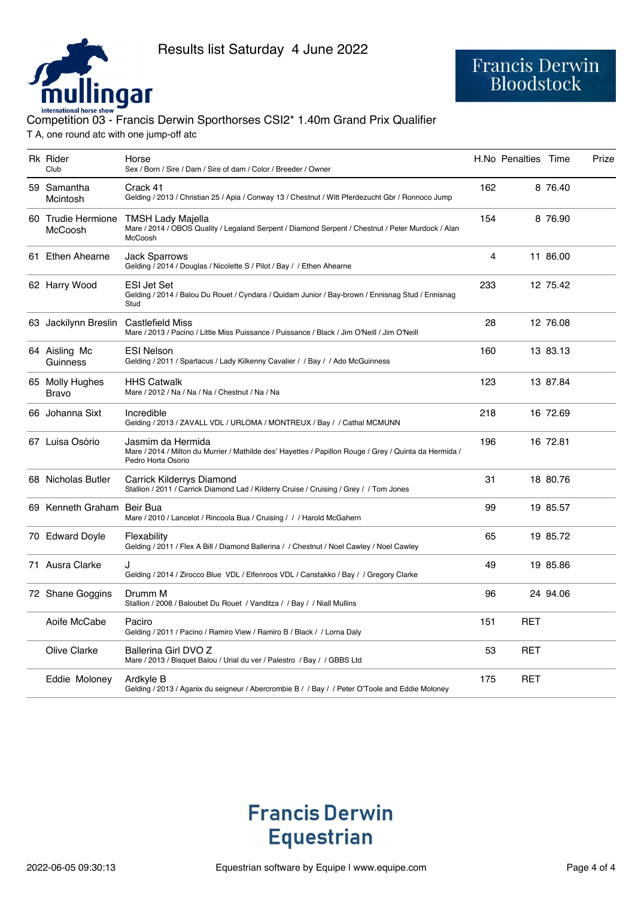Results list Saturday 4 June 2022

Francis Derwin Bloodstock

Competition 03 - Francis Derwin Sporthorses CSI2* 1.40m Grand Prix Qualifier

T A, one round atc with one jump-off atc

| Rk | Rider<br>Club | Horse<br>Sex / Born / Sire / Dam / Sire of dam / Color / Breeder / Owner | H.No | Penalties | Time | Prize |
|---|---|---|---|---|---|---|
| 59 | Samantha Mcintosh | Crack 41<br>Gelding / 2013 / Christian 25 / Apia / Conway 13 / Chestnut / Witt Pferdezucht Gbr / Ronnoco Jump | 162 | 8 | 76.40 | |
| 60 | Trudie Hermione McCoosh | TMSH Lady Majella<br>Mare / 2014 / OBOS Quality / Legaland Serpent / Diamond Serpent / Chestnut / Peter Murdock / Alan McCoosh | 154 | 8 | 76.90 | |
| 61 | Ethen Ahearne | Jack Sparrows<br>Gelding / 2014 / Douglas / Nicolette S / Pilot / Bay / / Ethen Ahearne | 4 | 11 | 86.00 | |
| 62 | Harry Wood | ESI Jet Set<br>Gelding / 2014 / Balou Du Rouet / Cyndara / Quidam Junior / Bay-brown / Ennisnag Stud / Ennisnag Stud | 233 | 12 | 75.42 | |
| 63 | Jackilynn Breslin | Castlefield Miss<br>Mare / 2013 / Pacino / Little Miss Puissance / Puissance / Black / Jim O'Neill / Jim O'Neill | 28 | 12 | 76.08 | |
| 64 | Aisling Mc Guinness | ESI Nelson<br>Gelding / 2011 / Spartacus / Lady Kilkenny Cavalier / / Bay / / Ado McGuinness | 160 | 13 | 83.13 | |
| 65 | Molly Hughes Bravo | HHS Catwalk<br>Mare / 2012 / Na / Na / Na / Chestnut / Na / Na | 123 | 13 | 87.84 | |
| 66 | Johanna Sixt | Incredible<br>Gelding / 2013 / ZAVALL VDL / URLOMA / MONTREUX / Bay / / Cathal MCMUNN | 218 | 16 | 72.69 | |
| 67 | Luisa Osório | Jasmim da Hermida<br>Mare / 2014 / Milton du Murrier / Mathilde des' Hayettes / Papillon Rouge / Grey / Quinta da Hermida / Pedro Horta Osorio | 196 | 16 | 72.81 | |
| 68 | Nicholas Butler | Carrick Kilderrys Diamond<br>Stallion / 2011 / Carrick Diamond Lad / Kilderry Cruise / Cruising / Grey / / Tom Jones | 31 | 18 | 80.76 | |
| 69 | Kenneth Graham | Beir Bua<br>Mare / 2010 / Lancelot / Rincoola Bua / Cruising / / / Harold McGahern | 99 | 19 | 85.57 | |
| 70 | Edward Doyle | Flexability<br>Gelding / 2011 / Flex A Bill / Diamond Ballerina / / Chestnut / Noel Cawley / Noel Cawley | 65 | 19 | 85.72 | |
| 71 | Ausra Clarke | J<br>Gelding / 2014 / Zirocco Blue VDL / Elfenroos VDL / Canstakko / Bay / / Gregory Clarke | 49 | 19 | 85.86 | |
| 72 | Shane Goggins | Drumm M<br>Stallion / 2008 / Baloubet Du Rouet / Vanditza / / Bay / / Niall Mullins | 96 | 24 | 94.06 | |
| | Aoife McCabe | Paciro<br>Gelding / 2011 / Pacino / Ramiro View / Ramiro B / Black / / Lorna Daly | 151 | RET | | |
| | Olive Clarke | Ballerina Girl DVO Z<br>Mare / 2013 / Bisquet Balou / Urial du ver / Palestro / Bay / / GBBS Ltd | 53 | RET | | |
| | Eddie Moloney | Ardkyle B<br>Gelding / 2013 / Aganix du seigneur / Abercrombie B / / Bay / / Peter O'Toole and Eddie Moloney | 175 | RET | | |

Francis Derwin Equestrian

2022-06-05 09:30:13 Equestrian software by Equipe | www.equipe.com